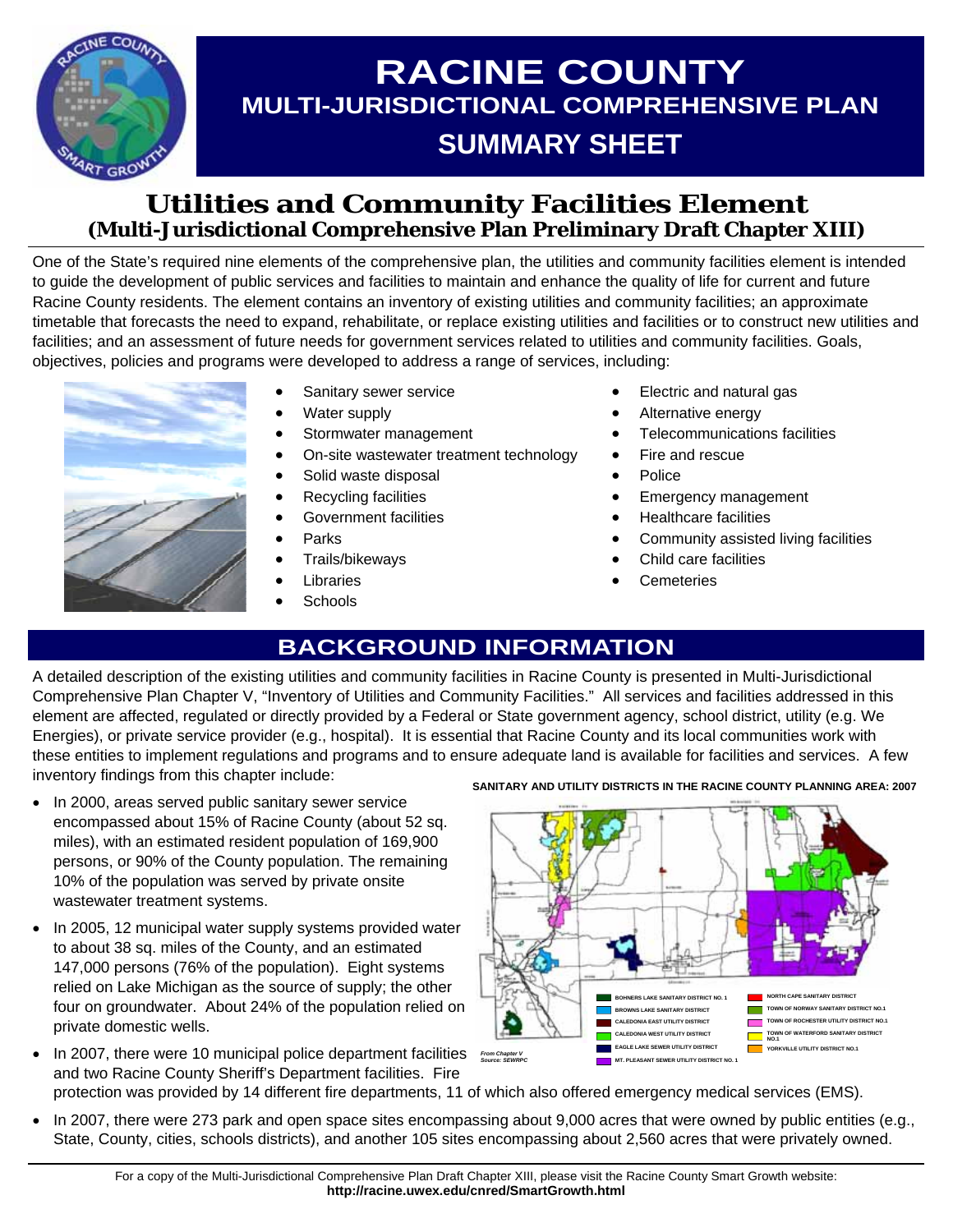# RACINE COUNTY
## MULTI-JURISDICTIONAL COMPREHENSIVE PLAN
## SUMMARY SHEET

## Utilities and Community Facilities Element
### (Multi-Jurisdictional Comprehensive Plan Preliminary Draft Chapter XIII)

One of the State's required nine elements of the comprehensive plan, the utilities and community facilities element is intended to guide the development of public services and facilities to maintain and enhance the quality of life for current and future Racine County residents. The element contains an inventory of existing utilities and community facilities; an approximate timetable that forecasts the need to expand, rehabilitate, or replace existing utilities and facilities or to construct new utilities and facilities; and an assessment of future needs for government services related to utilities and community facilities. Goals, objectives, policies and programs were developed to address a range of services, including:

- Sanitary sewer service
- Water supply
- Stormwater management
- On-site wastewater treatment technology
- Solid waste disposal
- Recycling facilities
- Government facilities
- Parks
- Trails/bikeways
- Libraries
- Schools
- Electric and natural gas
- Alternative energy
- Telecommunications facilities
- Fire and rescue
- Police
- Emergency management
- Healthcare facilities
- Community assisted living facilities
- Child care facilities
- Cemeteries

## BACKGROUND INFORMATION

A detailed description of the existing utilities and community facilities in Racine County is presented in Multi-Jurisdictional Comprehensive Plan Chapter V, "Inventory of Utilities and Community Facilities." All services and facilities addressed in this element are affected, regulated or directly provided by a Federal or State government agency, school district, utility (e.g. We Energies), or private service provider (e.g., hospital). It is essential that Racine County and its local communities work with these entities to implement regulations and programs and to ensure adequate land is available for facilities and services. A few inventory findings from this chapter include:

- In 2000, areas served public sanitary sewer service encompassed about 15% of Racine County (about 52 sq. miles), with an estimated resident population of 169,900 persons, or 90% of the County population. The remaining 10% of the population was served by private onsite wastewater treatment systems.
- In 2005, 12 municipal water supply systems provided water to about 38 sq. miles of the County, and an estimated 147,000 persons (76% of the population). Eight systems relied on Lake Michigan as the source of supply; the other four on groundwater. About 24% of the population relied on private domestic wells.
- In 2007, there were 10 municipal police department facilities and two Racine County Sheriff's Department facilities. Fire protection was provided by 14 different fire departments, 11 of which also offered emergency medical services (EMS).
- In 2007, there were 273 park and open space sites encompassing about 9,000 acres that were owned by public entities (e.g., State, County, cities, schools districts), and another 105 sites encompassing about 2,560 acres that were privately owned.

**SANITARY AND UTILITY DISTRICTS IN THE RACINE COUNTY PLANNING AREA: 2007**

- BOHNERS LAKE SANITARY DISTRICT NO. 1
- BROWNS LAKE SANITARY DISTRICT
- CALEDONIA EAST UTILITY DISTRICT
- CALEDONIA WEST UTILITY DISTRICT
- EAGLE LAKE SEWER UTILITY DISTRICT
- MT. PLEASANT SEWER UTILITY DISTRICT NO. 1
- NORTH CAPE SANITARY DISTRICT
- TOWN OF NORWAY SANITARY DISTRICT NO.1
- TOWN OF ROCHESTER UTILITY DISTRICT NO.1
- TOWN OF WATERFORD SANITARY DISTRICT NO.1
- YORKVILLE UTILITY DISTRICT NO.1

*From Chapter V*
*Source: SEWRPC*

For a copy of the Multi-Jurisdictional Comprehensive Plan Draft Chapter XIII, please visit the Racine County Smart Growth website:
**http://racine.uwex.edu/cnred/SmartGrowth.html**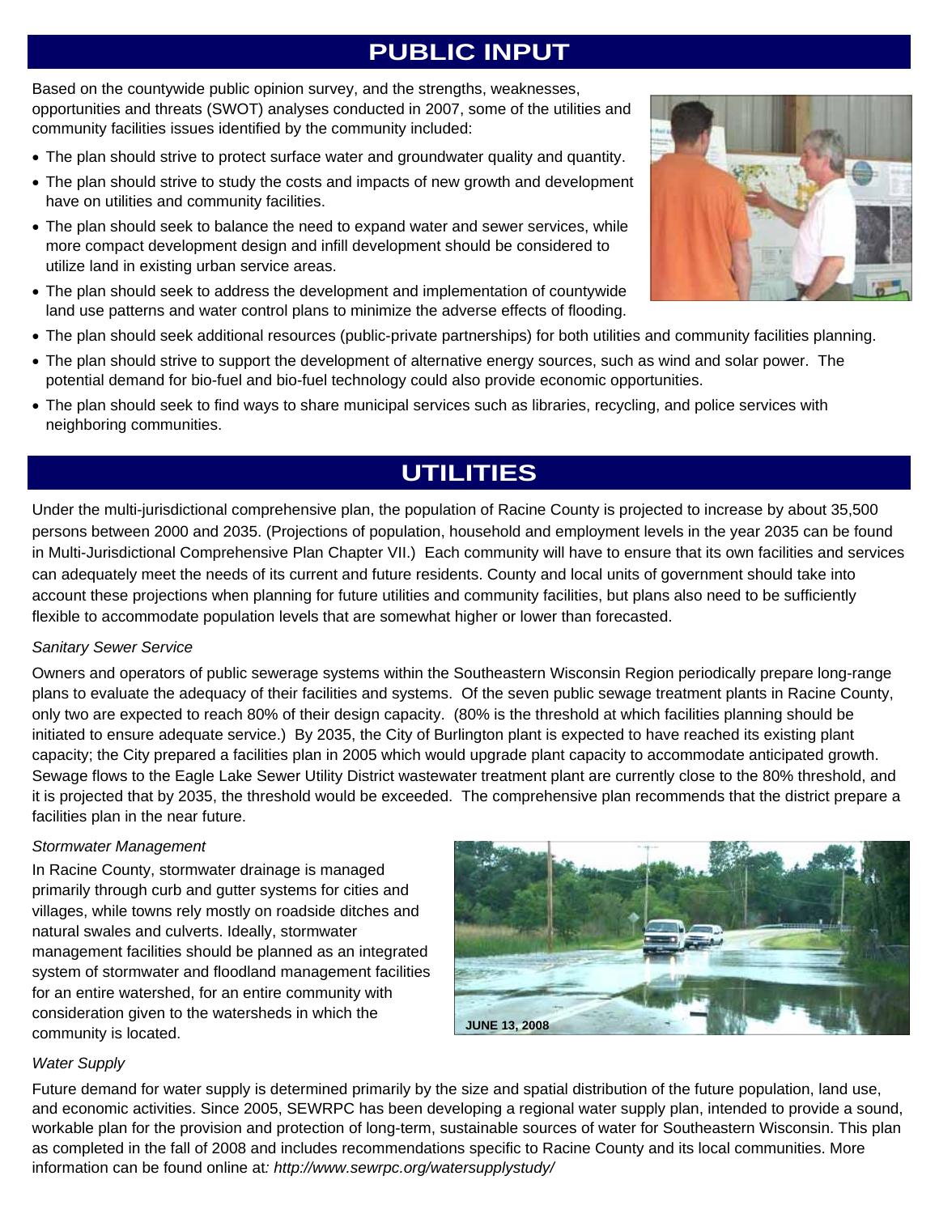## PUBLIC INPUT

Based on the countywide public opinion survey, and the strengths, weaknesses, opportunities and threats (SWOT) analyses conducted in 2007, some of the utilities and community facilities issues identified by the community included:

- The plan should strive to protect surface water and groundwater quality and quantity.
- The plan should strive to study the costs and impacts of new growth and development have on utilities and community facilities.
- The plan should seek to balance the need to expand water and sewer services, while more compact development design and infill development should be considered to utilize land in existing urban service areas.
- The plan should seek to address the development and implementation of countywide land use patterns and water control plans to minimize the adverse effects of flooding.
- The plan should seek additional resources (public-private partnerships) for both utilities and community facilities planning.
- The plan should strive to support the development of alternative energy sources, such as wind and solar power. The potential demand for bio-fuel and bio-fuel technology could also provide economic opportunities.
- The plan should seek to find ways to share municipal services such as libraries, recycling, and police services with neighboring communities.

## UTILITIES

Under the multi-jurisdictional comprehensive plan, the population of Racine County is projected to increase by about 35,500 persons between 2000 and 2035. (Projections of population, household and employment levels in the year 2035 can be found in Multi-Jurisdictional Comprehensive Plan Chapter VII.) Each community will have to ensure that its own facilities and services can adequately meet the needs of its current and future residents. County and local units of government should take into account these projections when planning for future utilities and community facilities, but plans also need to be sufficiently flexible to accommodate population levels that are somewhat higher or lower than forecasted.

*Sanitary Sewer Service*

Owners and operators of public sewerage systems within the Southeastern Wisconsin Region periodically prepare long-range plans to evaluate the adequacy of their facilities and systems. Of the seven public sewage treatment plants in Racine County, only two are expected to reach 80% of their design capacity. (80% is the threshold at which facilities planning should be initiated to ensure adequate service.) By 2035, the City of Burlington plant is expected to have reached its existing plant capacity; the City prepared a facilities plan in 2005 which would upgrade plant capacity to accommodate anticipated growth. Sewage flows to the Eagle Lake Sewer Utility District wastewater treatment plant are currently close to the 80% threshold, and it is projected that by 2035, the threshold would be exceeded. The comprehensive plan recommends that the district prepare a facilities plan in the near future.

*Stormwater Management*

In Racine County, stormwater drainage is managed primarily through curb and gutter systems for cities and villages, while towns rely mostly on roadside ditches and natural swales and culverts. Ideally, stormwater management facilities should be planned as an integrated system of stormwater and floodland management facilities for an entire watershed, for an entire community with consideration given to the watersheds in which the community is located.

JUNE 13, 2008

*Water Supply*

Future demand for water supply is determined primarily by the size and spatial distribution of the future population, land use, and economic activities. Since 2005, SEWRPC has been developing a regional water supply plan, intended to provide a sound, workable plan for the provision and protection of long-term, sustainable sources of water for Southeastern Wisconsin. This plan as completed in the fall of 2008 and includes recommendations specific to Racine County and its local communities. More information can be found online at*: http://www.sewrpc.org/watersupplystudy/*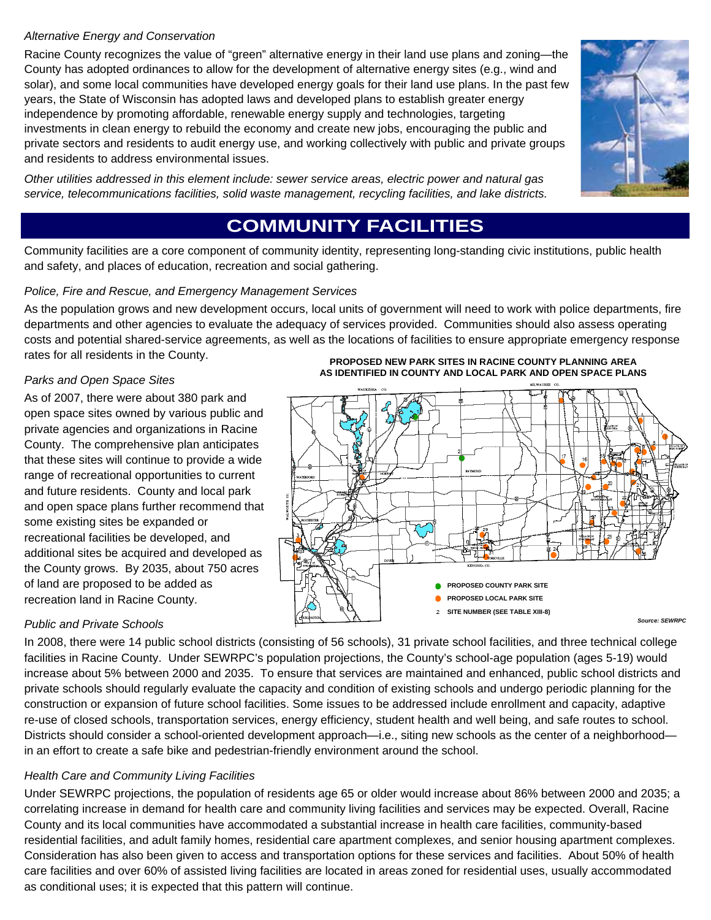*Alternative Energy and Conservation*

Racine County recognizes the value of "green" alternative energy in their land use plans and zoning—the County has adopted ordinances to allow for the development of alternative energy sites (e.g., wind and solar), and some local communities have developed energy goals for their land use plans. In the past few years, the State of Wisconsin has adopted laws and developed plans to establish greater energy independence by promoting affordable, renewable energy supply and technologies, targeting investments in clean energy to rebuild the economy and create new jobs, encouraging the public and private sectors and residents to audit energy use, and working collectively with public and private groups and residents to address environmental issues.

*Other utilities addressed in this element include: sewer service areas, electric power and natural gas service, telecommunications facilities, solid waste management, recycling facilities, and lake districts.*

# COMMUNITY FACILITIES

Community facilities are a core component of community identity, representing long-standing civic institutions, public health and safety, and places of education, recreation and social gathering.

*Police, Fire and Rescue, and Emergency Management Services*

As the population grows and new development occurs, local units of government will need to work with police departments, fire departments and other agencies to evaluate the adequacy of services provided. Communities should also assess operating costs and potential shared-service agreements, as well as the locations of facilities to ensure appropriate emergency response rates for all residents in the County.

*Parks and Open Space Sites*

As of 2007, there were about 380 park and open space sites owned by various public and private agencies and organizations in Racine County. The comprehensive plan anticipates that these sites will continue to provide a wide range of recreational opportunities to current and future residents. County and local park and open space plans further recommend that some existing sites be expanded or recreational facilities be developed, and additional sites be acquired and developed as the County grows. By 2035, about 750 acres of land are proposed to be added as recreation land in Racine County.

**PROPOSED NEW PARK SITES IN RACINE COUNTY PLANNING AREA AS IDENTIFIED IN COUNTY AND LOCAL PARK AND OPEN SPACE PLANS**

- PROPOSED COUNTY PARK SITE
- PROPOSED LOCAL PARK SITE
- 2 SITE NUMBER (SEE TABLE XIII-8)

*Source: SEWRPC*

*Public and Private Schools*

In 2008, there were 14 public school districts (consisting of 56 schools), 31 private school facilities, and three technical college facilities in Racine County. Under SEWRPC's population projections, the County's school-age population (ages 5-19) would increase about 5% between 2000 and 2035. To ensure that services are maintained and enhanced, public school districts and private schools should regularly evaluate the capacity and condition of existing schools and undergo periodic planning for the construction or expansion of future school facilities. Some issues to be addressed include enrollment and capacity, adaptive re-use of closed schools, transportation services, energy efficiency, student health and well being, and safe routes to school. Districts should consider a school-oriented development approach—i.e., siting new schools as the center of a neighborhood—in an effort to create a safe bike and pedestrian-friendly environment around the school.

*Health Care and Community Living Facilities*

Under SEWRPC projections, the population of residents age 65 or older would increase about 86% between 2000 and 2035; a correlating increase in demand for health care and community living facilities and services may be expected. Overall, Racine County and its local communities have accommodated a substantial increase in health care facilities, community-based residential facilities, and adult family homes, residential care apartment complexes, and senior housing apartment complexes. Consideration has also been given to access and transportation options for these services and facilities. About 50% of health care facilities and over 60% of assisted living facilities are located in areas zoned for residential uses, usually accommodated as conditional uses; it is expected that this pattern will continue.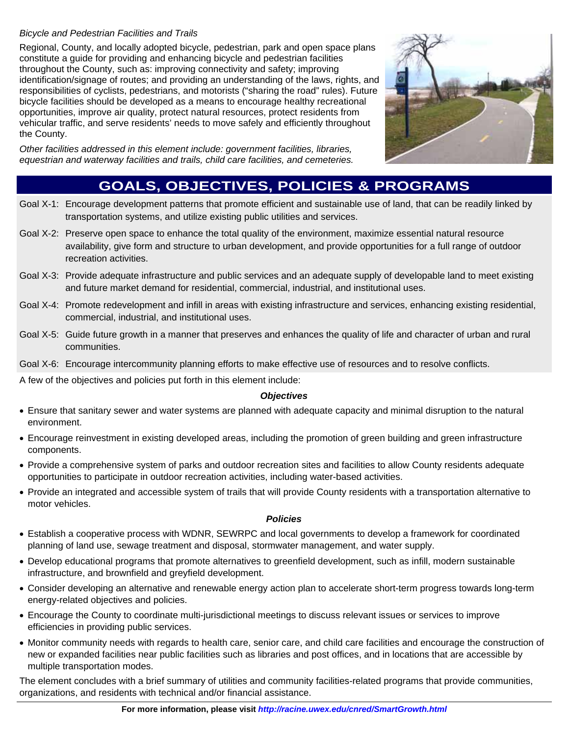*Bicycle and Pedestrian Facilities and Trails*

Regional, County, and locally adopted bicycle, pedestrian, park and open space plans constitute a guide for providing and enhancing bicycle and pedestrian facilities throughout the County, such as: improving connectivity and safety; improving identification/signage of routes; and providing an understanding of the laws, rights, and responsibilities of cyclists, pedestrians, and motorists ("sharing the road" rules). Future bicycle facilities should be developed as a means to encourage healthy recreational opportunities, improve air quality, protect natural resources, protect residents from vehicular traffic, and serve residents' needs to move safely and efficiently throughout the County.

*Other facilities addressed in this element include: government facilities, libraries, equestrian and waterway facilities and trails, child care facilities, and cemeteries.*

## GOALS, OBJECTIVES, POLICIES & PROGRAMS

Goal X-1: Encourage development patterns that promote efficient and sustainable use of land, that can be readily linked by transportation systems, and utilize existing public utilities and services.

Goal X-2: Preserve open space to enhance the total quality of the environment, maximize essential natural resource availability, give form and structure to urban development, and provide opportunities for a full range of outdoor recreation activities.

Goal X-3: Provide adequate infrastructure and public services and an adequate supply of developable land to meet existing and future market demand for residential, commercial, industrial, and institutional uses.

Goal X-4: Promote redevelopment and infill in areas with existing infrastructure and services, enhancing existing residential, commercial, industrial, and institutional uses.

Goal X-5: Guide future growth in a manner that preserves and enhances the quality of life and character of urban and rural communities.

Goal X-6: Encourage intercommunity planning efforts to make effective use of resources and to resolve conflicts.

A few of the objectives and policies put forth in this element include:

***Objectives***

- Ensure that sanitary sewer and water systems are planned with adequate capacity and minimal disruption to the natural environment.
- Encourage reinvestment in existing developed areas, including the promotion of green building and green infrastructure components.
- Provide a comprehensive system of parks and outdoor recreation sites and facilities to allow County residents adequate opportunities to participate in outdoor recreation activities, including water-based activities.
- Provide an integrated and accessible system of trails that will provide County residents with a transportation alternative to motor vehicles.

***Policies***

- Establish a cooperative process with WDNR, SEWRPC and local governments to develop a framework for coordinated planning of land use, sewage treatment and disposal, stormwater management, and water supply.
- Develop educational programs that promote alternatives to greenfield development, such as infill, modern sustainable infrastructure, and brownfield and greyfield development.
- Consider developing an alternative and renewable energy action plan to accelerate short-term progress towards long-term energy-related objectives and policies.
- Encourage the County to coordinate multi-jurisdictional meetings to discuss relevant issues or services to improve efficiencies in providing public services.
- Monitor community needs with regards to health care, senior care, and child care facilities and encourage the construction of new or expanded facilities near public facilities such as libraries and post offices, and in locations that are accessible by multiple transportation modes.

The element concludes with a brief summary of utilities and community facilities-related programs that provide communities, organizations, and residents with technical and/or financial assistance.

**For more information, please visit *http://racine.uwex.edu/cnred/SmartGrowth.html***